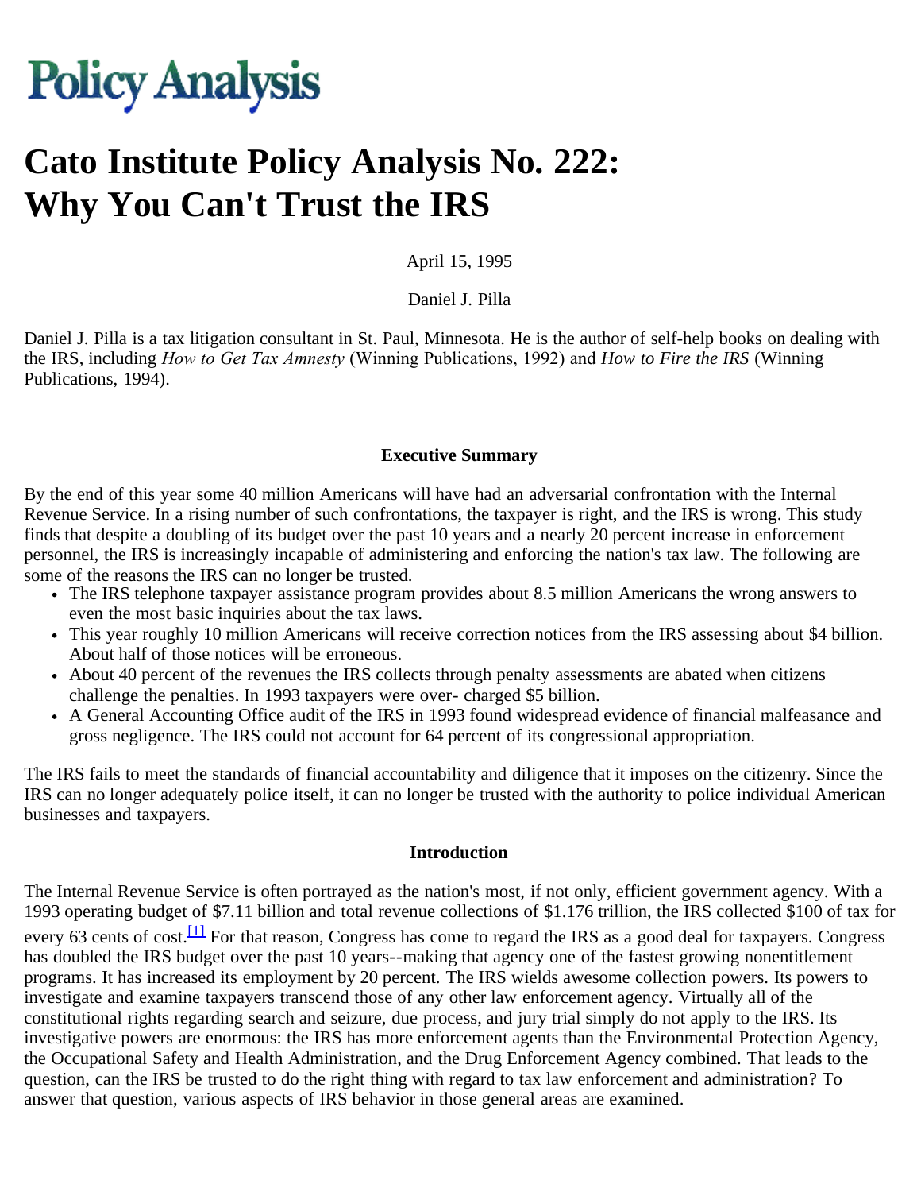# Policy Analysis

# Cato Institute Policy Analysis No. 222: Why You Can't Trust the IRS

April 15, 1995

Daniel J. Pilla

Daniel J. Pilla is a tax litigation consultant in St. Paul, Minnesota. He is the author of self-help books on dealing with the IRS, including *How to Get Tax Amnesty* (Winning Publications, 1992) and *How to Fire the IRS* (Winning Publications, 1994).

### Executive Summary

By the end of this year some 40 million Americans will have had an adversarial confrontation with the Internal Revenue Service. In a rising number of such confrontations, the taxpayer is right, and the IRS is wrong. This study finds that despite a doubling of its budget over the past 10 years and a nearly 20 percent increase in enforcement personnel, the IRS is increasingly incapable of administering and enforcing the nation's tax law. The following are some of the reasons the IRS can no longer be trusted.

- The IRS telephone taxpayer assistance program provides about 8.5 million Americans the wrong answers to even the most basic inquiries about the tax laws.
- This year roughly 10 million Americans will receive correction notices from the IRS assessing about $4 billion. About half of those notices will be erroneous.
- About 40 percent of the revenues the IRS collects through penalty assessments are abated when citizens challenge the penalties. In 1993 taxpayers were over- charged $5 billion.
- A General Accounting Office audit of the IRS in 1993 found widespread evidence of financial malfeasance and gross negligence. The IRS could not account for 64 percent of its congressional appropriation.

The IRS fails to meet the standards of financial accountability and diligence that it imposes on the citizenry. Since the IRS can no longer adequately police itself, it can no longer be trusted with the authority to police individual American businesses and taxpayers.

### Introduction

The Internal Revenue Service is often portrayed as the nation's most, if not only, efficient government agency. With a 1993 operating budget of $7.11 billion and total revenue collections of $1.176 trillion, the IRS collected $100 of tax for every 63 cents of cost.[1] For that reason, Congress has come to regard the IRS as a good deal for taxpayers. Congress has doubled the IRS budget over the past 10 years--making that agency one of the fastest growing nonentitlement programs. It has increased its employment by 20 percent. The IRS wields awesome collection powers. Its powers to investigate and examine taxpayers transcend those of any other law enforcement agency. Virtually all of the constitutional rights regarding search and seizure, due process, and jury trial simply do not apply to the IRS. Its investigative powers are enormous: the IRS has more enforcement agents than the Environmental Protection Agency, the Occupational Safety and Health Administration, and the Drug Enforcement Agency combined. That leads to the question, can the IRS be trusted to do the right thing with regard to tax law enforcement and administration? To answer that question, various aspects of IRS behavior in those general areas are examined.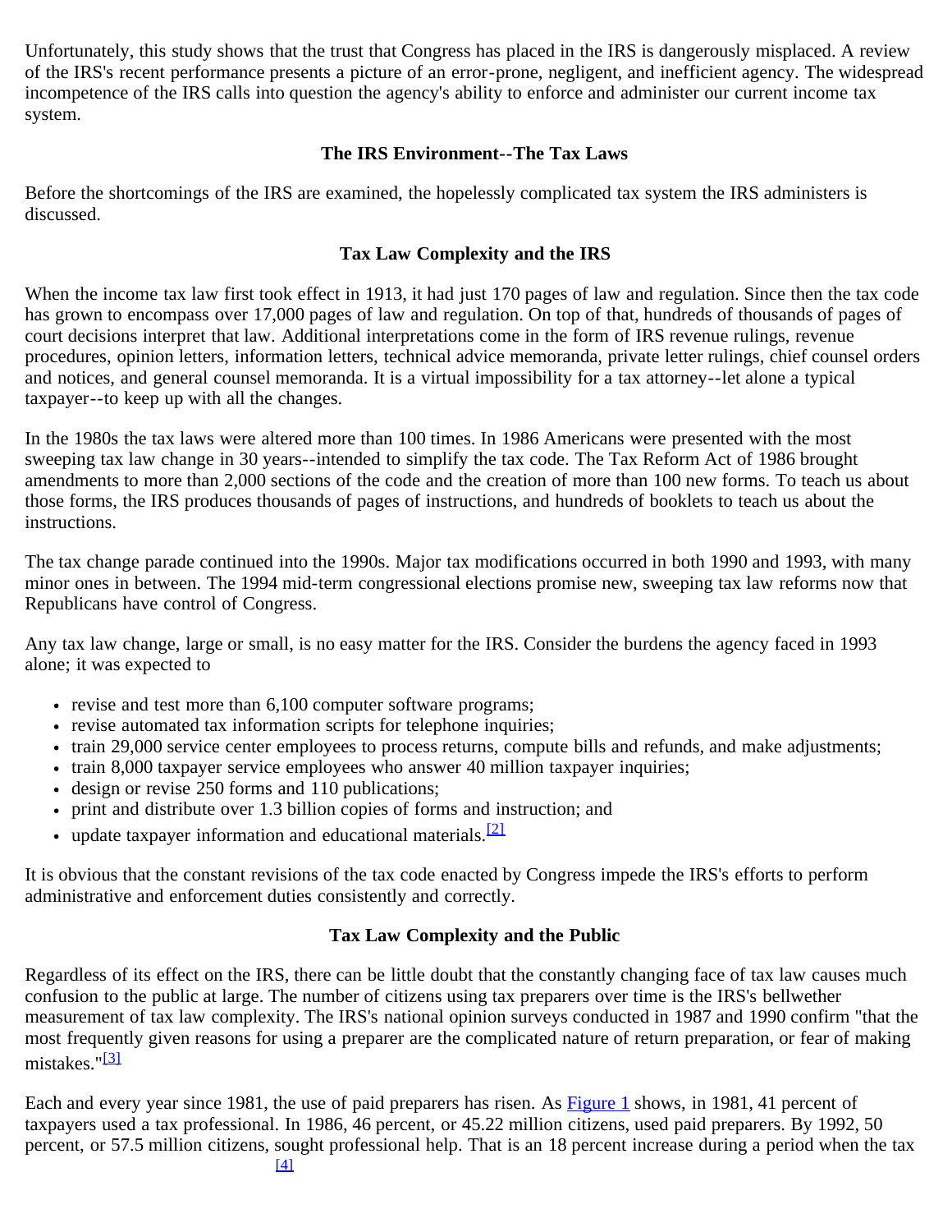Unfortunately, this study shows that the trust that Congress has placed in the IRS is dangerously misplaced. A review of the IRS's recent performance presents a picture of an error-prone, negligent, and inefficient agency. The widespread incompetence of the IRS calls into question the agency's ability to enforce and administer our current income tax system.

### The IRS Environment--The Tax Laws

Before the shortcomings of the IRS are examined, the hopelessly complicated tax system the IRS administers is discussed.

### Tax Law Complexity and the IRS

When the income tax law first took effect in 1913, it had just 170 pages of law and regulation. Since then the tax code has grown to encompass over 17,000 pages of law and regulation. On top of that, hundreds of thousands of pages of court decisions interpret that law. Additional interpretations come in the form of IRS revenue rulings, revenue procedures, opinion letters, information letters, technical advice memoranda, private letter rulings, chief counsel orders and notices, and general counsel memoranda. It is a virtual impossibility for a tax attorney--let alone a typical taxpayer--to keep up with all the changes.

In the 1980s the tax laws were altered more than 100 times. In 1986 Americans were presented with the most sweeping tax law change in 30 years--intended to simplify the tax code. The Tax Reform Act of 1986 brought amendments to more than 2,000 sections of the code and the creation of more than 100 new forms. To teach us about those forms, the IRS produces thousands of pages of instructions, and hundreds of booklets to teach us about the instructions.

The tax change parade continued into the 1990s. Major tax modifications occurred in both 1990 and 1993, with many minor ones in between. The 1994 mid-term congressional elections promise new, sweeping tax law reforms now that Republicans have control of Congress.

Any tax law change, large or small, is no easy matter for the IRS. Consider the burdens the agency faced in 1993 alone; it was expected to

- revise and test more than 6,100 computer software programs;
- revise automated tax information scripts for telephone inquiries;
- train 29,000 service center employees to process returns, compute bills and refunds, and make adjustments;
- train 8,000 taxpayer service employees who answer 40 million taxpayer inquiries;
- design or revise 250 forms and 110 publications;
- print and distribute over 1.3 billion copies of forms and instruction; and
- update taxpayer information and educational materials.[2]

It is obvious that the constant revisions of the tax code enacted by Congress impede the IRS's efforts to perform administrative and enforcement duties consistently and correctly.

### Tax Law Complexity and the Public

Regardless of its effect on the IRS, there can be little doubt that the constantly changing face of tax law causes much confusion to the public at large. The number of citizens using tax preparers over time is the IRS's bellwether measurement of tax law complexity. The IRS's national opinion surveys conducted in 1987 and 1990 confirm "that the most frequently given reasons for using a preparer are the complicated nature of return preparation, or fear of making mistakes."[3]

Each and every year since 1981, the use of paid preparers has risen. As Figure 1 shows, in 1981, 41 percent of taxpayers used a tax professional. In 1986, 46 percent, or 45.22 million citizens, used paid preparers. By 1992, 50 percent, or 57.5 million citizens, sought professional help. That is an 18 percent increase during a period when the tax [4]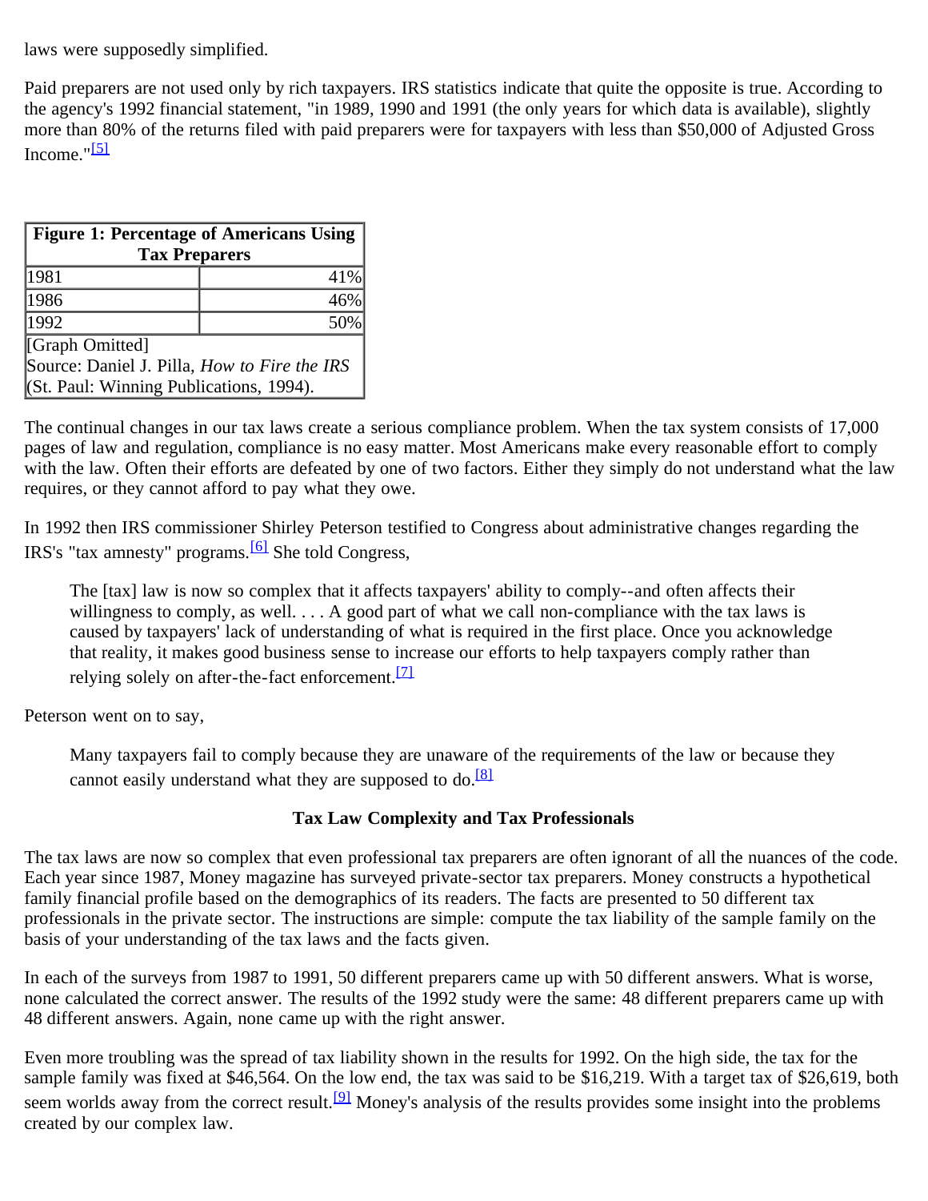laws were supposedly simplified.

Paid preparers are not used only by rich taxpayers. IRS statistics indicate that quite the opposite is true. According to the agency's 1992 financial statement, "in 1989, 1990 and 1991 (the only years for which data is available), slightly more than 80% of the returns filed with paid preparers were for taxpayers with less than $50,000 of Adjusted Gross Income."[5]

| Figure 1: Percentage of Americans Using Tax Preparers | |
|---|---|
| 1981 | 41% |
| 1986 | 46% |
| 1992 | 50% |
| [Graph Omitted] Source: Daniel J. Pilla, *How to Fire the IRS* (St. Paul: Winning Publications, 1994). | |

The continual changes in our tax laws create a serious compliance problem. When the tax system consists of 17,000 pages of law and regulation, compliance is no easy matter. Most Americans make every reasonable effort to comply with the law. Often their efforts are defeated by one of two factors. Either they simply do not understand what the law requires, or they cannot afford to pay what they owe.

In 1992 then IRS commissioner Shirley Peterson testified to Congress about administrative changes regarding the IRS's "tax amnesty" programs.[6] She told Congress,

> The [tax] law is now so complex that it affects taxpayers' ability to comply--and often affects their willingness to comply, as well. . . . A good part of what we call non-compliance with the tax laws is caused by taxpayers' lack of understanding of what is required in the first place. Once you acknowledge that reality, it makes good business sense to increase our efforts to help taxpayers comply rather than relying solely on after-the-fact enforcement.[7]

Peterson went on to say,

> Many taxpayers fail to comply because they are unaware of the requirements of the law or because they cannot easily understand what they are supposed to do.[8]

### Tax Law Complexity and Tax Professionals

The tax laws are now so complex that even professional tax preparers are often ignorant of all the nuances of the code. Each year since 1987, Money magazine has surveyed private-sector tax preparers. Money constructs a hypothetical family financial profile based on the demographics of its readers. The facts are presented to 50 different tax professionals in the private sector. The instructions are simple: compute the tax liability of the sample family on the basis of your understanding of the tax laws and the facts given.

In each of the surveys from 1987 to 1991, 50 different preparers came up with 50 different answers. What is worse, none calculated the correct answer. The results of the 1992 study were the same: 48 different preparers came up with 48 different answers. Again, none came up with the right answer.

Even more troubling was the spread of tax liability shown in the results for 1992. On the high side, the tax for the sample family was fixed at $46,564. On the low end, the tax was said to be $16,219. With a target tax of $26,619, both seem worlds away from the correct result.[9] Money's analysis of the results provides some insight into the problems created by our complex law.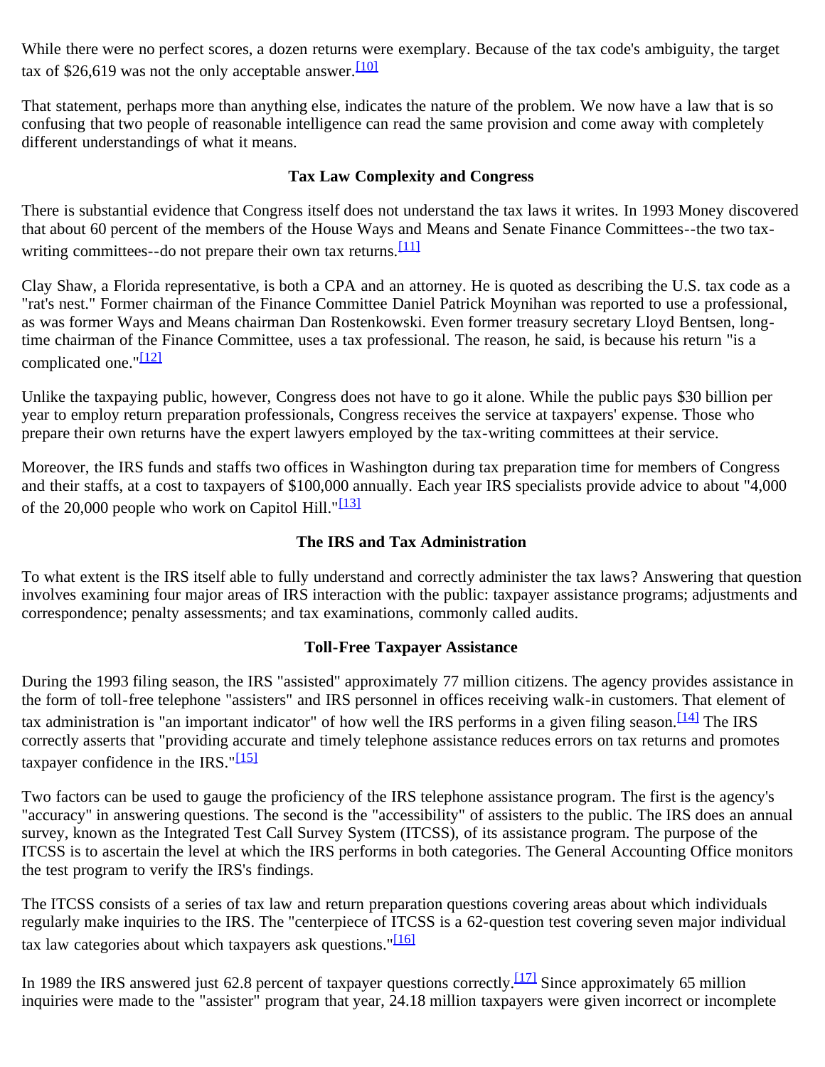While there were no perfect scores, a dozen returns were exemplary. Because of the tax code's ambiguity, the target tax of $26,619 was not the only acceptable answer.[10]

That statement, perhaps more than anything else, indicates the nature of the problem. We now have a law that is so confusing that two people of reasonable intelligence can read the same provision and come away with completely different understandings of what it means.

### Tax Law Complexity and Congress

There is substantial evidence that Congress itself does not understand the tax laws it writes. In 1993 Money discovered that about 60 percent of the members of the House Ways and Means and Senate Finance Committees--the two tax-writing committees--do not prepare their own tax returns.[11]

Clay Shaw, a Florida representative, is both a CPA and an attorney. He is quoted as describing the U.S. tax code as a "rat's nest." Former chairman of the Finance Committee Daniel Patrick Moynihan was reported to use a professional, as was former Ways and Means chairman Dan Rostenkowski. Even former treasury secretary Lloyd Bentsen, long-time chairman of the Finance Committee, uses a tax professional. The reason, he said, is because his return "is a complicated one."[12]

Unlike the taxpaying public, however, Congress does not have to go it alone. While the public pays $30 billion per year to employ return preparation professionals, Congress receives the service at taxpayers' expense. Those who prepare their own returns have the expert lawyers employed by the tax-writing committees at their service.

Moreover, the IRS funds and staffs two offices in Washington during tax preparation time for members of Congress and their staffs, at a cost to taxpayers of $100,000 annually. Each year IRS specialists provide advice to about "4,000 of the 20,000 people who work on Capitol Hill."[13]

### The IRS and Tax Administration

To what extent is the IRS itself able to fully understand and correctly administer the tax laws? Answering that question involves examining four major areas of IRS interaction with the public: taxpayer assistance programs; adjustments and correspondence; penalty assessments; and tax examinations, commonly called audits.

### Toll-Free Taxpayer Assistance

During the 1993 filing season, the IRS "assisted" approximately 77 million citizens. The agency provides assistance in the form of toll-free telephone "assisters" and IRS personnel in offices receiving walk-in customers. That element of tax administration is "an important indicator" of how well the IRS performs in a given filing season.[14] The IRS correctly asserts that "providing accurate and timely telephone assistance reduces errors on tax returns and promotes taxpayer confidence in the IRS."[15]

Two factors can be used to gauge the proficiency of the IRS telephone assistance program. The first is the agency's "accuracy" in answering questions. The second is the "accessibility" of assisters to the public. The IRS does an annual survey, known as the Integrated Test Call Survey System (ITCSS), of its assistance program. The purpose of the ITCSS is to ascertain the level at which the IRS performs in both categories. The General Accounting Office monitors the test program to verify the IRS's findings.

The ITCSS consists of a series of tax law and return preparation questions covering areas about which individuals regularly make inquiries to the IRS. The "centerpiece of ITCSS is a 62-question test covering seven major individual tax law categories about which taxpayers ask questions."[16]

In 1989 the IRS answered just 62.8 percent of taxpayer questions correctly.[17] Since approximately 65 million inquiries were made to the "assister" program that year, 24.18 million taxpayers were given incorrect or incomplete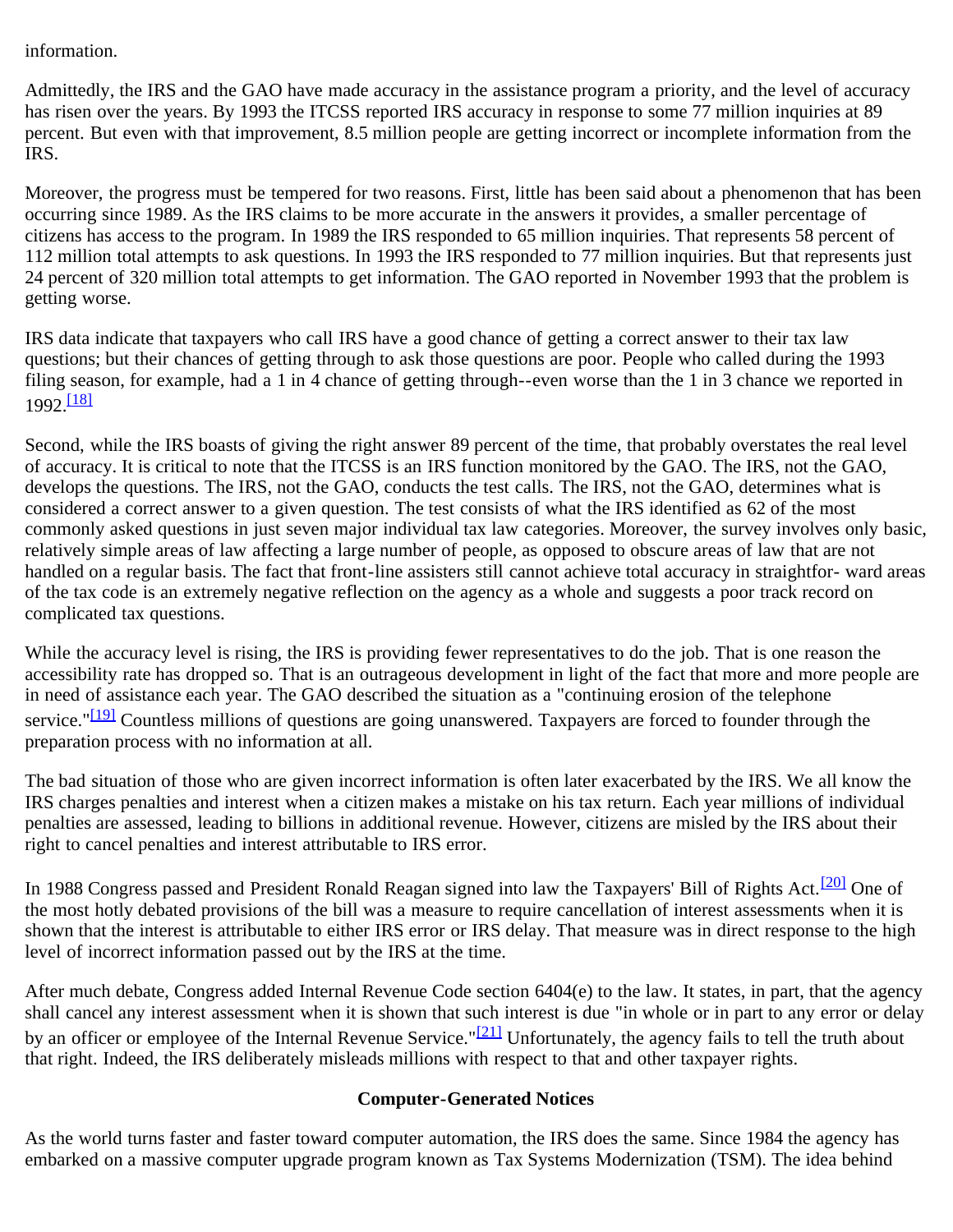information.

Admittedly, the IRS and the GAO have made accuracy in the assistance program a priority, and the level of accuracy has risen over the years. By 1993 the ITCSS reported IRS accuracy in response to some 77 million inquiries at 89 percent. But even with that improvement, 8.5 million people are getting incorrect or incomplete information from the IRS.

Moreover, the progress must be tempered for two reasons. First, little has been said about a phenomenon that has been occurring since 1989. As the IRS claims to be more accurate in the answers it provides, a smaller percentage of citizens has access to the program. In 1989 the IRS responded to 65 million inquiries. That represents 58 percent of 112 million total attempts to ask questions. In 1993 the IRS responded to 77 million inquiries. But that represents just 24 percent of 320 million total attempts to get information. The GAO reported in November 1993 that the problem is getting worse.

IRS data indicate that taxpayers who call IRS have a good chance of getting a correct answer to their tax law questions; but their chances of getting through to ask those questions are poor. People who called during the 1993 filing season, for example, had a 1 in 4 chance of getting through--even worse than the 1 in 3 chance we reported in 1992.[18]

Second, while the IRS boasts of giving the right answer 89 percent of the time, that probably overstates the real level of accuracy. It is critical to note that the ITCSS is an IRS function monitored by the GAO. The IRS, not the GAO, develops the questions. The IRS, not the GAO, conducts the test calls. The IRS, not the GAO, determines what is considered a correct answer to a given question. The test consists of what the IRS identified as 62 of the most commonly asked questions in just seven major individual tax law categories. Moreover, the survey involves only basic, relatively simple areas of law affecting a large number of people, as opposed to obscure areas of law that are not handled on a regular basis. The fact that front-line assisters still cannot achieve total accuracy in straightfor- ward areas of the tax code is an extremely negative reflection on the agency as a whole and suggests a poor track record on complicated tax questions.

While the accuracy level is rising, the IRS is providing fewer representatives to do the job. That is one reason the accessibility rate has dropped so. That is an outrageous development in light of the fact that more and more people are in need of assistance each year. The GAO described the situation as a "continuing erosion of the telephone service."[19] Countless millions of questions are going unanswered. Taxpayers are forced to founder through the preparation process with no information at all.

The bad situation of those who are given incorrect information is often later exacerbated by the IRS. We all know the IRS charges penalties and interest when a citizen makes a mistake on his tax return. Each year millions of individual penalties are assessed, leading to billions in additional revenue. However, citizens are misled by the IRS about their right to cancel penalties and interest attributable to IRS error.

In 1988 Congress passed and President Ronald Reagan signed into law the Taxpayers' Bill of Rights Act.[20] One of the most hotly debated provisions of the bill was a measure to require cancellation of interest assessments when it is shown that the interest is attributable to either IRS error or IRS delay. That measure was in direct response to the high level of incorrect information passed out by the IRS at the time.

After much debate, Congress added Internal Revenue Code section 6404(e) to the law. It states, in part, that the agency shall cancel any interest assessment when it is shown that such interest is due "in whole or in part to any error or delay by an officer or employee of the Internal Revenue Service."[21] Unfortunately, the agency fails to tell the truth about that right. Indeed, the IRS deliberately misleads millions with respect to that and other taxpayer rights.

### Computer-Generated Notices

As the world turns faster and faster toward computer automation, the IRS does the same. Since 1984 the agency has embarked on a massive computer upgrade program known as Tax Systems Modernization (TSM). The idea behind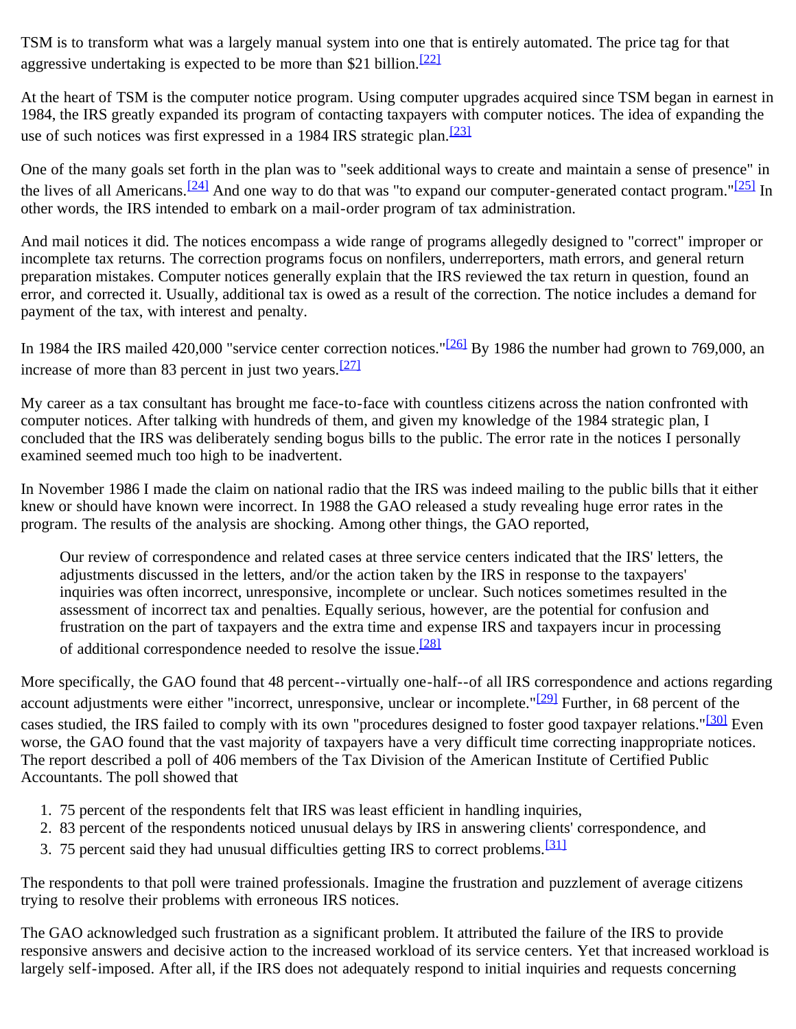TSM is to transform what was a largely manual system into one that is entirely automated. The price tag for that aggressive undertaking is expected to be more than $21 billion.[22]

At the heart of TSM is the computer notice program. Using computer upgrades acquired since TSM began in earnest in 1984, the IRS greatly expanded its program of contacting taxpayers with computer notices. The idea of expanding the use of such notices was first expressed in a 1984 IRS strategic plan.[23]

One of the many goals set forth in the plan was to "seek additional ways to create and maintain a sense of presence" in the lives of all Americans.[24] And one way to do that was "to expand our computer-generated contact program."[25] In other words, the IRS intended to embark on a mail-order program of tax administration.

And mail notices it did. The notices encompass a wide range of programs allegedly designed to "correct" improper or incomplete tax returns. The correction programs focus on nonfilers, underreporters, math errors, and general return preparation mistakes. Computer notices generally explain that the IRS reviewed the tax return in question, found an error, and corrected it. Usually, additional tax is owed as a result of the correction. The notice includes a demand for payment of the tax, with interest and penalty.

In 1984 the IRS mailed 420,000 "service center correction notices."[26] By 1986 the number had grown to 769,000, an increase of more than 83 percent in just two years.[27]

My career as a tax consultant has brought me face-to-face with countless citizens across the nation confronted with computer notices. After talking with hundreds of them, and given my knowledge of the 1984 strategic plan, I concluded that the IRS was deliberately sending bogus bills to the public. The error rate in the notices I personally examined seemed much too high to be inadvertent.

In November 1986 I made the claim on national radio that the IRS was indeed mailing to the public bills that it either knew or should have known were incorrect. In 1988 the GAO released a study revealing huge error rates in the program. The results of the analysis are shocking. Among other things, the GAO reported,

> Our review of correspondence and related cases at three service centers indicated that the IRS' letters, the adjustments discussed in the letters, and/or the action taken by the IRS in response to the taxpayers' inquiries was often incorrect, unresponsive, incomplete or unclear. Such notices sometimes resulted in the assessment of incorrect tax and penalties. Equally serious, however, are the potential for confusion and frustration on the part of taxpayers and the extra time and expense IRS and taxpayers incur in processing of additional correspondence needed to resolve the issue.[28]

More specifically, the GAO found that 48 percent--virtually one-half--of all IRS correspondence and actions regarding account adjustments were either "incorrect, unresponsive, unclear or incomplete."[29] Further, in 68 percent of the cases studied, the IRS failed to comply with its own "procedures designed to foster good taxpayer relations."[30] Even worse, the GAO found that the vast majority of taxpayers have a very difficult time correcting inappropriate notices. The report described a poll of 406 members of the Tax Division of the American Institute of Certified Public Accountants. The poll showed that

1. 75 percent of the respondents felt that IRS was least efficient in handling inquiries,
2. 83 percent of the respondents noticed unusual delays by IRS in answering clients' correspondence, and
3. 75 percent said they had unusual difficulties getting IRS to correct problems.[31]

The respondents to that poll were trained professionals. Imagine the frustration and puzzlement of average citizens trying to resolve their problems with erroneous IRS notices.

The GAO acknowledged such frustration as a significant problem. It attributed the failure of the IRS to provide responsive answers and decisive action to the increased workload of its service centers. Yet that increased workload is largely self-imposed. After all, if the IRS does not adequately respond to initial inquiries and requests concerning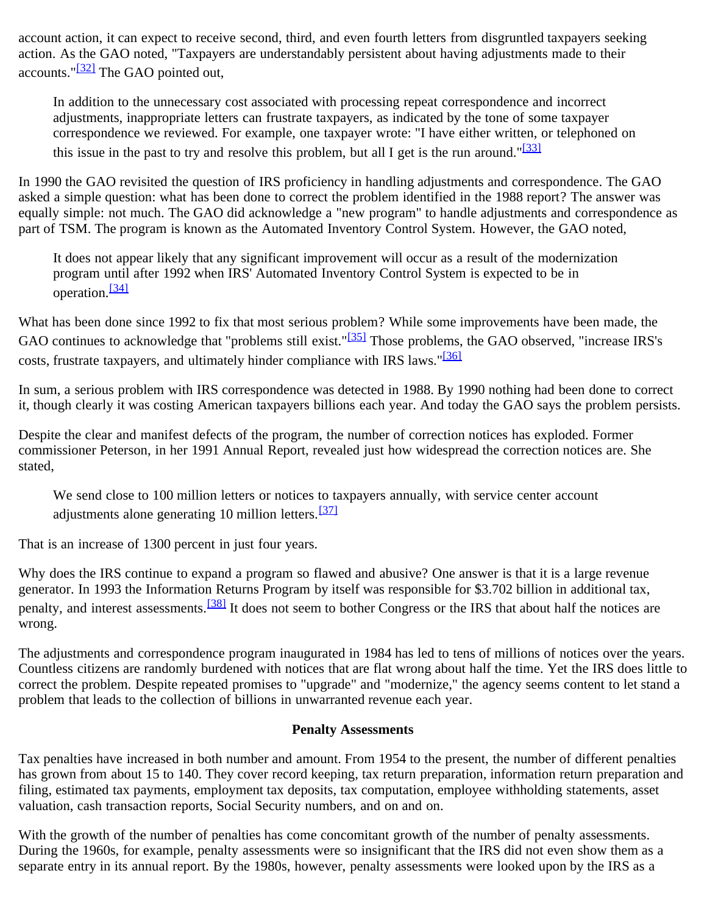account action, it can expect to receive second, third, and even fourth letters from disgruntled taxpayers seeking action. As the GAO noted, "Taxpayers are understandably persistent about having adjustments made to their accounts."[32] The GAO pointed out,

> In addition to the unnecessary cost associated with processing repeat correspondence and incorrect adjustments, inappropriate letters can frustrate taxpayers, as indicated by the tone of some taxpayer correspondence we reviewed. For example, one taxpayer wrote: "I have either written, or telephoned on this issue in the past to try and resolve this problem, but all I get is the run around."[33]

In 1990 the GAO revisited the question of IRS proficiency in handling adjustments and correspondence. The GAO asked a simple question: what has been done to correct the problem identified in the 1988 report? The answer was equally simple: not much. The GAO did acknowledge a "new program" to handle adjustments and correspondence as part of TSM. The program is known as the Automated Inventory Control System. However, the GAO noted,

> It does not appear likely that any significant improvement will occur as a result of the modernization program until after 1992 when IRS' Automated Inventory Control System is expected to be in operation.[34]

What has been done since 1992 to fix that most serious problem? While some improvements have been made, the GAO continues to acknowledge that "problems still exist."[35] Those problems, the GAO observed, "increase IRS's costs, frustrate taxpayers, and ultimately hinder compliance with IRS laws."[36]

In sum, a serious problem with IRS correspondence was detected in 1988. By 1990 nothing had been done to correct it, though clearly it was costing American taxpayers billions each year. And today the GAO says the problem persists.

Despite the clear and manifest defects of the program, the number of correction notices has exploded. Former commissioner Peterson, in her 1991 Annual Report, revealed just how widespread the correction notices are. She stated,

> We send close to 100 million letters or notices to taxpayers annually, with service center account adjustments alone generating 10 million letters.[37]

That is an increase of 1300 percent in just four years.

Why does the IRS continue to expand a program so flawed and abusive? One answer is that it is a large revenue generator. In 1993 the Information Returns Program by itself was responsible for $3.702 billion in additional tax, penalty, and interest assessments.[38] It does not seem to bother Congress or the IRS that about half the notices are wrong.

The adjustments and correspondence program inaugurated in 1984 has led to tens of millions of notices over the years. Countless citizens are randomly burdened with notices that are flat wrong about half the time. Yet the IRS does little to correct the problem. Despite repeated promises to "upgrade" and "modernize," the agency seems content to let stand a problem that leads to the collection of billions in unwarranted revenue each year.

## Penalty Assessments

Tax penalties have increased in both number and amount. From 1954 to the present, the number of different penalties has grown from about 15 to 140. They cover record keeping, tax return preparation, information return preparation and filing, estimated tax payments, employment tax deposits, tax computation, employee withholding statements, asset valuation, cash transaction reports, Social Security numbers, and on and on.

With the growth of the number of penalties has come concomitant growth of the number of penalty assessments. During the 1960s, for example, penalty assessments were so insignificant that the IRS did not even show them as a separate entry in its annual report. By the 1980s, however, penalty assessments were looked upon by the IRS as a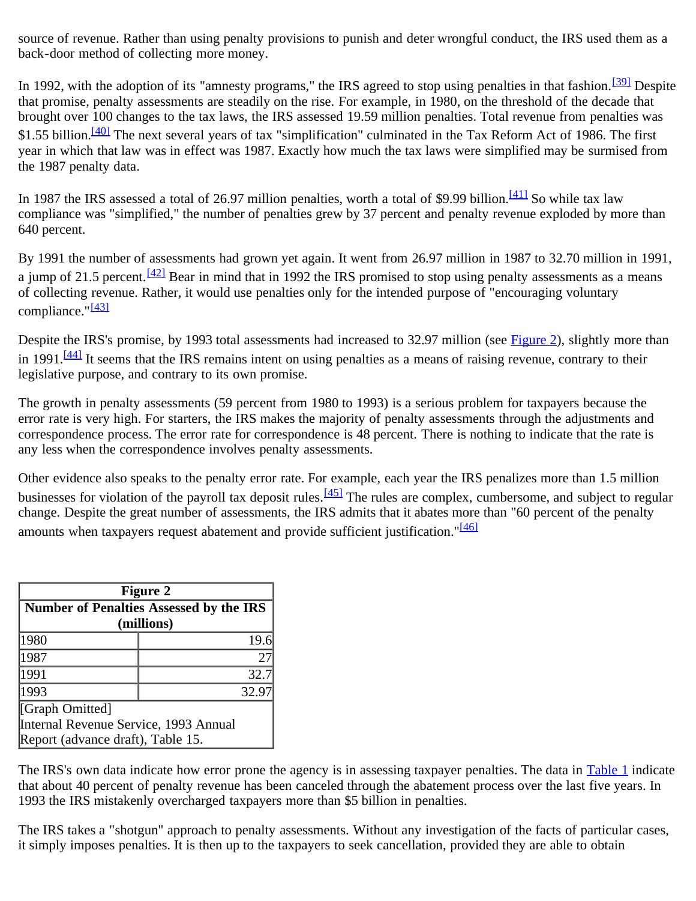source of revenue. Rather than using penalty provisions to punish and deter wrongful conduct, the IRS used them as a back-door method of collecting more money.

In 1992, with the adoption of its "amnesty programs," the IRS agreed to stop using penalties in that fashion.[39] Despite that promise, penalty assessments are steadily on the rise. For example, in 1980, on the threshold of the decade that brought over 100 changes to the tax laws, the IRS assessed 19.59 million penalties. Total revenue from penalties was $1.55 billion.[40] The next several years of tax "simplification" culminated in the Tax Reform Act of 1986. The first year in which that law was in effect was 1987. Exactly how much the tax laws were simplified may be surmised from the 1987 penalty data.

In 1987 the IRS assessed a total of 26.97 million penalties, worth a total of $9.99 billion.[41] So while tax law compliance was "simplified," the number of penalties grew by 37 percent and penalty revenue exploded by more than 640 percent.

By 1991 the number of assessments had grown yet again. It went from 26.97 million in 1987 to 32.70 million in 1991, a jump of 21.5 percent.[42] Bear in mind that in 1992 the IRS promised to stop using penalty assessments as a means of collecting revenue. Rather, it would use penalties only for the intended purpose of "encouraging voluntary compliance."[43]

Despite the IRS's promise, by 1993 total assessments had increased to 32.97 million (see Figure 2), slightly more than in 1991.[44] It seems that the IRS remains intent on using penalties as a means of raising revenue, contrary to their legislative purpose, and contrary to its own promise.

The growth in penalty assessments (59 percent from 1980 to 1993) is a serious problem for taxpayers because the error rate is very high. For starters, the IRS makes the majority of penalty assessments through the adjustments and correspondence process. The error rate for correspondence is 48 percent. There is nothing to indicate that the rate is any less when the correspondence involves penalty assessments.

Other evidence also speaks to the penalty error rate. For example, each year the IRS penalizes more than 1.5 million businesses for violation of the payroll tax deposit rules.[45] The rules are complex, cumbersome, and subject to regular change. Despite the great number of assessments, the IRS admits that it abates more than "60 percent of the penalty amounts when taxpayers request abatement and provide sufficient justification."[46]

| **Figure 2** | |
|---|---|
| **Number of Penalties Assessed by the IRS (millions)** | |
| 1980 | 19.6 |
| 1987 | 27 |
| 1991 | 32.7 |
| 1993 | 32.97 |
| [Graph Omitted] Internal Revenue Service, 1993 Annual Report (advance draft), Table 15. | |

The IRS's own data indicate how error prone the agency is in assessing taxpayer penalties. The data in Table 1 indicate that about 40 percent of penalty revenue has been canceled through the abatement process over the last five years. In 1993 the IRS mistakenly overcharged taxpayers more than $5 billion in penalties.

The IRS takes a "shotgun" approach to penalty assessments. Without any investigation of the facts of particular cases, it simply imposes penalties. It is then up to the taxpayers to seek cancellation, provided they are able to obtain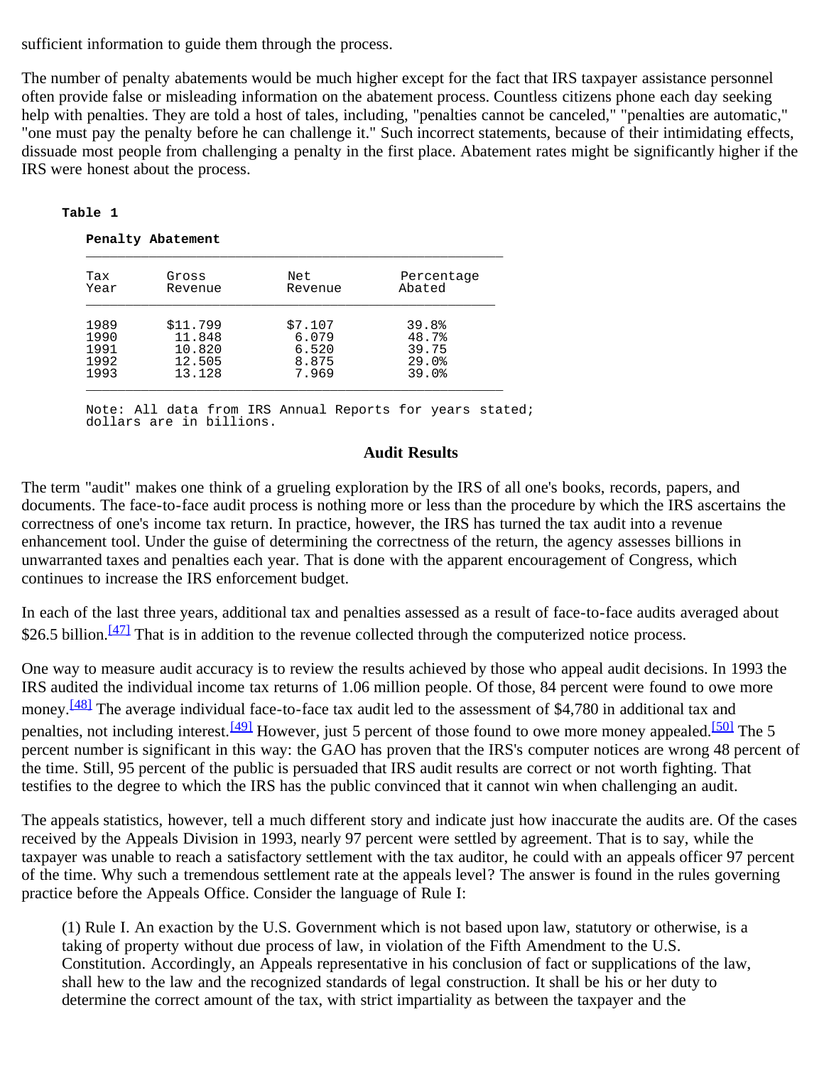sufficient information to guide them through the process.

The number of penalty abatements would be much higher except for the fact that IRS taxpayer assistance personnel often provide false or misleading information on the abatement process. Countless citizens phone each day seeking help with penalties. They are told a host of tales, including, "penalties cannot be canceled," "penalties are automatic," "one must pay the penalty before he can challenge it." Such incorrect statements, because of their intimidating effects, dissuade most people from challenging a penalty in the first place. Abatement rates might be significantly higher if the IRS were honest about the process.

**Table 1**

**Penalty Abatement**

| Tax Year | Gross Revenue | Net Revenue | Percentage Abated |
|---|---|---|---|
| 1989 | $11.799 | $7.107 | 39.8% |
| 1990 | 11.848 | 6.079 | 48.7% |
| 1991 | 10.820 | 6.520 | 39.75 |
| 1992 | 12.505 | 8.875 | 29.0% |
| 1993 | 13.128 | 7.969 | 39.0% |

Note: All data from IRS Annual Reports for years stated; dollars are in billions.

### Audit Results

The term "audit" makes one think of a grueling exploration by the IRS of all one's books, records, papers, and documents. The face-to-face audit process is nothing more or less than the procedure by which the IRS ascertains the correctness of one's income tax return. In practice, however, the IRS has turned the tax audit into a revenue enhancement tool. Under the guise of determining the correctness of the return, the agency assesses billions in unwarranted taxes and penalties each year. That is done with the apparent encouragement of Congress, which continues to increase the IRS enforcement budget.

In each of the last three years, additional tax and penalties assessed as a result of face-to-face audits averaged about $26.5 billion.[47] That is in addition to the revenue collected through the computerized notice process.

One way to measure audit accuracy is to review the results achieved by those who appeal audit decisions. In 1993 the IRS audited the individual income tax returns of 1.06 million people. Of those, 84 percent were found to owe more money.[48] The average individual face-to-face tax audit led to the assessment of $4,780 in additional tax and penalties, not including interest.[49] However, just 5 percent of those found to owe more money appealed.[50] The 5 percent number is significant in this way: the GAO has proven that the IRS's computer notices are wrong 48 percent of the time. Still, 95 percent of the public is persuaded that IRS audit results are correct or not worth fighting. That testifies to the degree to which the IRS has the public convinced that it cannot win when challenging an audit.

The appeals statistics, however, tell a much different story and indicate just how inaccurate the audits are. Of the cases received by the Appeals Division in 1993, nearly 97 percent were settled by agreement. That is to say, while the taxpayer was unable to reach a satisfactory settlement with the tax auditor, he could with an appeals officer 97 percent of the time. Why such a tremendous settlement rate at the appeals level? The answer is found in the rules governing practice before the Appeals Office. Consider the language of Rule I:

> (1) Rule I. An exaction by the U.S. Government which is not based upon law, statutory or otherwise, is a taking of property without due process of law, in violation of the Fifth Amendment to the U.S. Constitution. Accordingly, an Appeals representative in his conclusion of fact or supplications of the law, shall hew to the law and the recognized standards of legal construction. It shall be his or her duty to determine the correct amount of the tax, with strict impartiality as between the taxpayer and the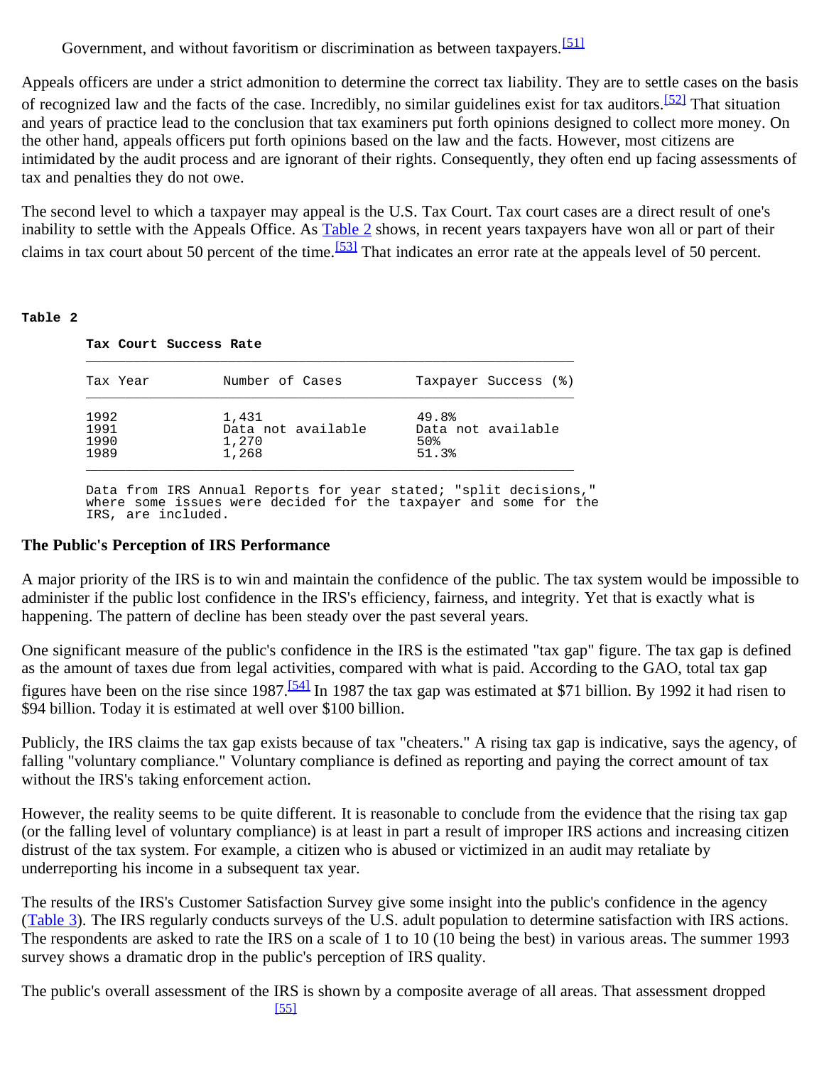Government, and without favoritism or discrimination as between taxpayers.[51]

Appeals officers are under a strict admonition to determine the correct tax liability. They are to settle cases on the basis of recognized law and the facts of the case. Incredibly, no similar guidelines exist for tax auditors.[52] That situation and years of practice lead to the conclusion that tax examiners put forth opinions designed to collect more money. On the other hand, appeals officers put forth opinions based on the law and the facts. However, most citizens are intimidated by the audit process and are ignorant of their rights. Consequently, they often end up facing assessments of tax and penalties they do not owe.

The second level to which a taxpayer may appeal is the U.S. Tax Court. Tax court cases are a direct result of one's inability to settle with the Appeals Office. As Table 2 shows, in recent years taxpayers have won all or part of their claims in tax court about 50 percent of the time.[53] That indicates an error rate at the appeals level of 50 percent.

**Table 2**

**Tax Court Success Rate**

| Tax Year | Number of Cases | Taxpayer Success (%) |
|---|---|---|
| 1992 | 1,431 | 49.8% |
| 1991 | Data not available | Data not available |
| 1990 | 1,270 | 50% |
| 1989 | 1,268 | 51.3% |

Data from IRS Annual Reports for year stated; "split decisions," where some issues were decided for the taxpayer and some for the IRS, are included.

### The Public's Perception of IRS Performance

A major priority of the IRS is to win and maintain the confidence of the public. The tax system would be impossible to administer if the public lost confidence in the IRS's efficiency, fairness, and integrity. Yet that is exactly what is happening. The pattern of decline has been steady over the past several years.

One significant measure of the public's confidence in the IRS is the estimated "tax gap" figure. The tax gap is defined as the amount of taxes due from legal activities, compared with what is paid. According to the GAO, total tax gap figures have been on the rise since 1987.[54] In 1987 the tax gap was estimated at $71 billion. By 1992 it had risen to $94 billion. Today it is estimated at well over $100 billion.

Publicly, the IRS claims the tax gap exists because of tax "cheaters." A rising tax gap is indicative, says the agency, of falling "voluntary compliance." Voluntary compliance is defined as reporting and paying the correct amount of tax without the IRS's taking enforcement action.

However, the reality seems to be quite different. It is reasonable to conclude from the evidence that the rising tax gap (or the falling level of voluntary compliance) is at least in part a result of improper IRS actions and increasing citizen distrust of the tax system. For example, a citizen who is abused or victimized in an audit may retaliate by underreporting his income in a subsequent tax year.

The results of the IRS's Customer Satisfaction Survey give some insight into the public's confidence in the agency (Table 3). The IRS regularly conducts surveys of the U.S. adult population to determine satisfaction with IRS actions. The respondents are asked to rate the IRS on a scale of 1 to 10 (10 being the best) in various areas. The summer 1993 survey shows a dramatic drop in the public's perception of IRS quality.

The public's overall assessment of the IRS is shown by a composite average of all areas. That assessment dropped [55]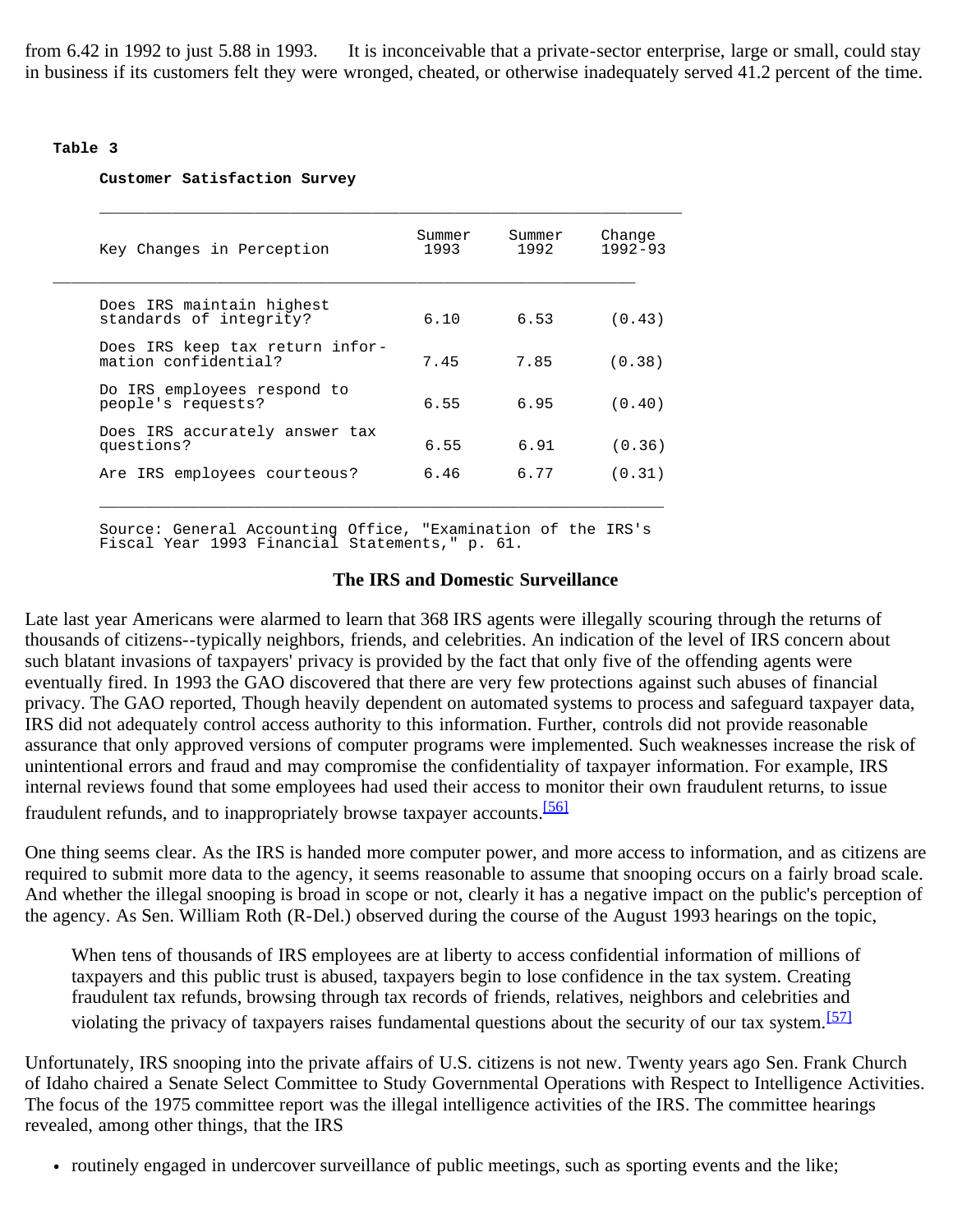from 6.42 in 1992 to just 5.88 in 1993. It is inconceivable that a private-sector enterprise, large or small, could stay in business if its customers felt they were wronged, cheated, or otherwise inadequately served 41.2 percent of the time.

**Table 3**

**Customer Satisfaction Survey**

| Key Changes in Perception | Summer 1993 | Summer 1992 | Change 1992-93 |
|---|---|---|---|
| Does IRS maintain highest standards of integrity? | 6.10 | 6.53 | (0.43) |
| Does IRS keep tax return information confidential? | 7.45 | 7.85 | (0.38) |
| Do IRS employees respond to people's requests? | 6.55 | 6.95 | (0.40) |
| Does IRS accurately answer tax questions? | 6.55 | 6.91 | (0.36) |
| Are IRS employees courteous? | 6.46 | 6.77 | (0.31) |

Source: General Accounting Office, "Examination of the IRS's Fiscal Year 1993 Financial Statements," p. 61.

### The IRS and Domestic Surveillance

Late last year Americans were alarmed to learn that 368 IRS agents were illegally scouring through the returns of thousands of citizens--typically neighbors, friends, and celebrities. An indication of the level of IRS concern about such blatant invasions of taxpayers' privacy is provided by the fact that only five of the offending agents were eventually fired. In 1993 the GAO discovered that there are very few protections against such abuses of financial privacy. The GAO reported, Though heavily dependent on automated systems to process and safeguard taxpayer data, IRS did not adequately control access authority to this information. Further, controls did not provide reasonable assurance that only approved versions of computer programs were implemented. Such weaknesses increase the risk of unintentional errors and fraud and may compromise the confidentiality of taxpayer information. For example, IRS internal reviews found that some employees had used their access to monitor their own fraudulent returns, to issue fraudulent refunds, and to inappropriately browse taxpayer accounts.[56]

One thing seems clear. As the IRS is handed more computer power, and more access to information, and as citizens are required to submit more data to the agency, it seems reasonable to assume that snooping occurs on a fairly broad scale. And whether the illegal snooping is broad in scope or not, clearly it has a negative impact on the public's perception of the agency. As Sen. William Roth (R-Del.) observed during the course of the August 1993 hearings on the topic,

> When tens of thousands of IRS employees are at liberty to access confidential information of millions of taxpayers and this public trust is abused, taxpayers begin to lose confidence in the tax system. Creating fraudulent tax refunds, browsing through tax records of friends, relatives, neighbors and celebrities and violating the privacy of taxpayers raises fundamental questions about the security of our tax system.[57]

Unfortunately, IRS snooping into the private affairs of U.S. citizens is not new. Twenty years ago Sen. Frank Church of Idaho chaired a Senate Select Committee to Study Governmental Operations with Respect to Intelligence Activities. The focus of the 1975 committee report was the illegal intelligence activities of the IRS. The committee hearings revealed, among other things, that the IRS

- routinely engaged in undercover surveillance of public meetings, such as sporting events and the like;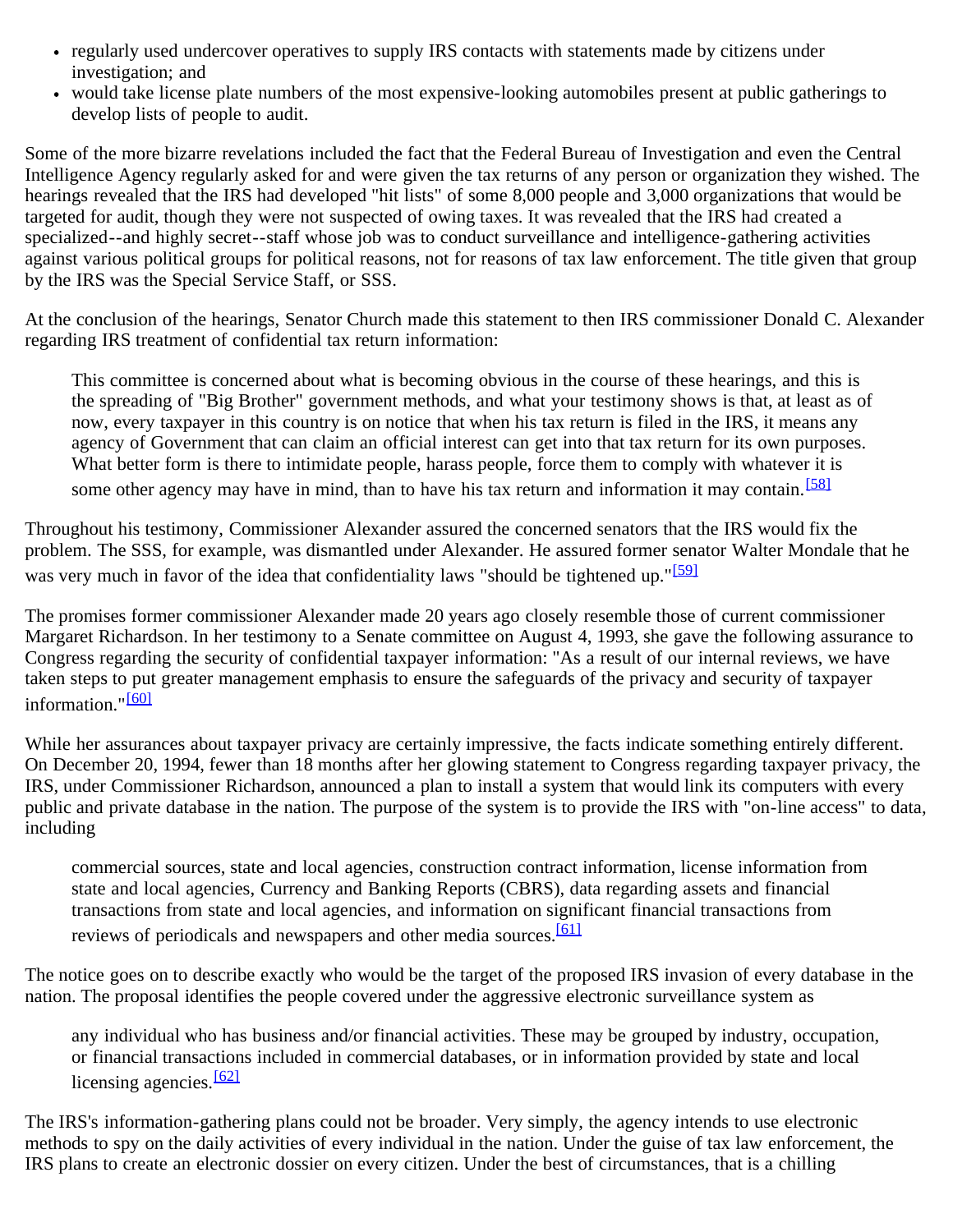- regularly used undercover operatives to supply IRS contacts with statements made by citizens under investigation; and
- would take license plate numbers of the most expensive-looking automobiles present at public gatherings to develop lists of people to audit.

Some of the more bizarre revelations included the fact that the Federal Bureau of Investigation and even the Central Intelligence Agency regularly asked for and were given the tax returns of any person or organization they wished. The hearings revealed that the IRS had developed "hit lists" of some 8,000 people and 3,000 organizations that would be targeted for audit, though they were not suspected of owing taxes. It was revealed that the IRS had created a specialized--and highly secret--staff whose job was to conduct surveillance and intelligence-gathering activities against various political groups for political reasons, not for reasons of tax law enforcement. The title given that group by the IRS was the Special Service Staff, or SSS.

At the conclusion of the hearings, Senator Church made this statement to then IRS commissioner Donald C. Alexander regarding IRS treatment of confidential tax return information:

> This committee is concerned about what is becoming obvious in the course of these hearings, and this is the spreading of "Big Brother" government methods, and what your testimony shows is that, at least as of now, every taxpayer in this country is on notice that when his tax return is filed in the IRS, it means any agency of Government that can claim an official interest can get into that tax return for its own purposes. What better form is there to intimidate people, harass people, force them to comply with whatever it is some other agency may have in mind, than to have his tax return and information it may contain.[58]

Throughout his testimony, Commissioner Alexander assured the concerned senators that the IRS would fix the problem. The SSS, for example, was dismantled under Alexander. He assured former senator Walter Mondale that he was very much in favor of the idea that confidentiality laws "should be tightened up."[59]

The promises former commissioner Alexander made 20 years ago closely resemble those of current commissioner Margaret Richardson. In her testimony to a Senate committee on August 4, 1993, she gave the following assurance to Congress regarding the security of confidential taxpayer information: "As a result of our internal reviews, we have taken steps to put greater management emphasis to ensure the safeguards of the privacy and security of taxpayer information."[60]

While her assurances about taxpayer privacy are certainly impressive, the facts indicate something entirely different. On December 20, 1994, fewer than 18 months after her glowing statement to Congress regarding taxpayer privacy, the IRS, under Commissioner Richardson, announced a plan to install a system that would link its computers with every public and private database in the nation. The purpose of the system is to provide the IRS with "on-line access" to data, including

> commercial sources, state and local agencies, construction contract information, license information from state and local agencies, Currency and Banking Reports (CBRS), data regarding assets and financial transactions from state and local agencies, and information on significant financial transactions from reviews of periodicals and newspapers and other media sources.[61]

The notice goes on to describe exactly who would be the target of the proposed IRS invasion of every database in the nation. The proposal identifies the people covered under the aggressive electronic surveillance system as

> any individual who has business and/or financial activities. These may be grouped by industry, occupation, or financial transactions included in commercial databases, or in information provided by state and local licensing agencies.[62]

The IRS's information-gathering plans could not be broader. Very simply, the agency intends to use electronic methods to spy on the daily activities of every individual in the nation. Under the guise of tax law enforcement, the IRS plans to create an electronic dossier on every citizen. Under the best of circumstances, that is a chilling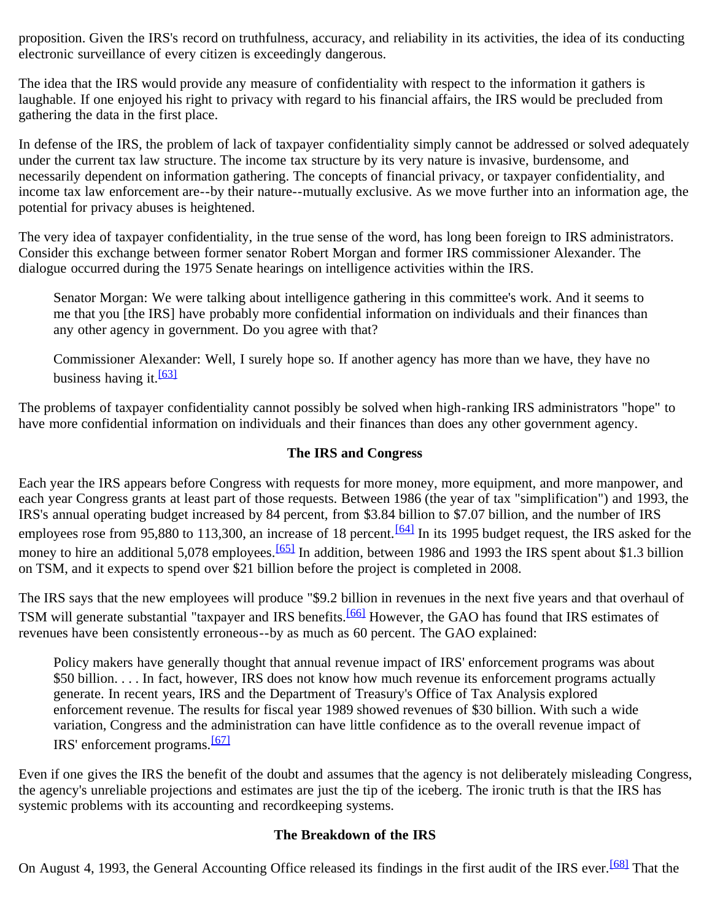proposition. Given the IRS's record on truthfulness, accuracy, and reliability in its activities, the idea of its conducting electronic surveillance of every citizen is exceedingly dangerous.

The idea that the IRS would provide any measure of confidentiality with respect to the information it gathers is laughable. If one enjoyed his right to privacy with regard to his financial affairs, the IRS would be precluded from gathering the data in the first place.

In defense of the IRS, the problem of lack of taxpayer confidentiality simply cannot be addressed or solved adequately under the current tax law structure. The income tax structure by its very nature is invasive, burdensome, and necessarily dependent on information gathering. The concepts of financial privacy, or taxpayer confidentiality, and income tax law enforcement are--by their nature--mutually exclusive. As we move further into an information age, the potential for privacy abuses is heightened.

The very idea of taxpayer confidentiality, in the true sense of the word, has long been foreign to IRS administrators. Consider this exchange between former senator Robert Morgan and former IRS commissioner Alexander. The dialogue occurred during the 1975 Senate hearings on intelligence activities within the IRS.

> Senator Morgan: We were talking about intelligence gathering in this committee's work. And it seems to me that you [the IRS] have probably more confidential information on individuals and their finances than any other agency in government. Do you agree with that?
>
> Commissioner Alexander: Well, I surely hope so. If another agency has more than we have, they have no business having it.[63]

The problems of taxpayer confidentiality cannot possibly be solved when high-ranking IRS administrators "hope" to have more confidential information on individuals and their finances than does any other government agency.

### The IRS and Congress

Each year the IRS appears before Congress with requests for more money, more equipment, and more manpower, and each year Congress grants at least part of those requests. Between 1986 (the year of tax "simplification") and 1993, the IRS's annual operating budget increased by 84 percent, from $3.84 billion to $7.07 billion, and the number of IRS employees rose from 95,880 to 113,300, an increase of 18 percent.[64] In its 1995 budget request, the IRS asked for the money to hire an additional 5,078 employees.[65] In addition, between 1986 and 1993 the IRS spent about $1.3 billion on TSM, and it expects to spend over $21 billion before the project is completed in 2008.

The IRS says that the new employees will produce "$9.2 billion in revenues in the next five years and that overhaul of TSM will generate substantial "taxpayer and IRS benefits.[66] However, the GAO has found that IRS estimates of revenues have been consistently erroneous--by as much as 60 percent. The GAO explained:

> Policy makers have generally thought that annual revenue impact of IRS' enforcement programs was about $50 billion. . . . In fact, however, IRS does not know how much revenue its enforcement programs actually generate. In recent years, IRS and the Department of Treasury's Office of Tax Analysis explored enforcement revenue. The results for fiscal year 1989 showed revenues of $30 billion. With such a wide variation, Congress and the administration can have little confidence as to the overall revenue impact of IRS' enforcement programs.[67]

Even if one gives the IRS the benefit of the doubt and assumes that the agency is not deliberately misleading Congress, the agency's unreliable projections and estimates are just the tip of the iceberg. The ironic truth is that the IRS has systemic problems with its accounting and recordkeeping systems.

### The Breakdown of the IRS

On August 4, 1993, the General Accounting Office released its findings in the first audit of the IRS ever.[68] That the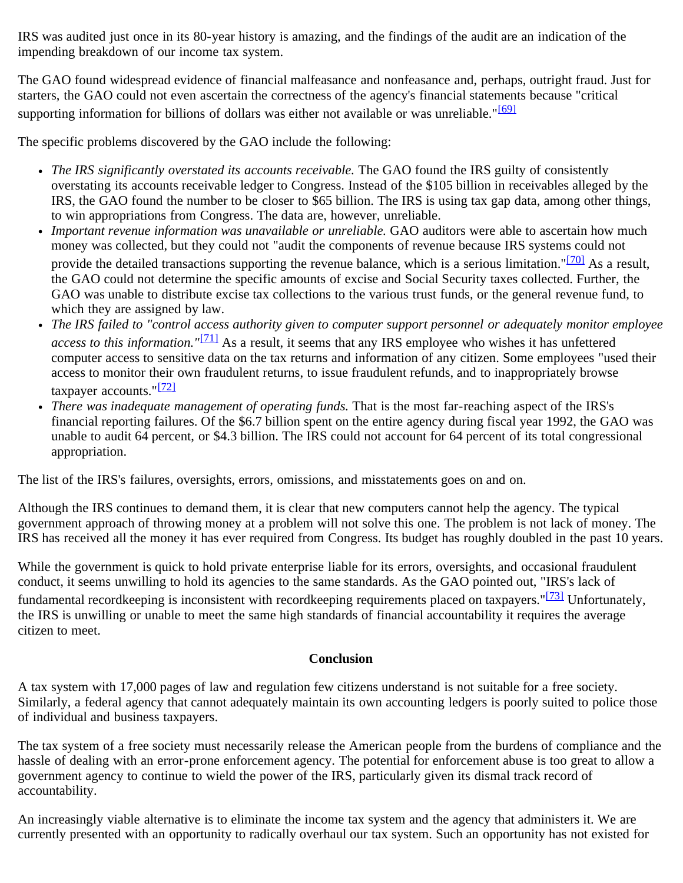IRS was audited just once in its 80-year history is amazing, and the findings of the audit are an indication of the impending breakdown of our income tax system.

The GAO found widespread evidence of financial malfeasance and nonfeasance and, perhaps, outright fraud. Just for starters, the GAO could not even ascertain the correctness of the agency's financial statements because "critical supporting information for billions of dollars was either not available or was unreliable."[69]

The specific problems discovered by the GAO include the following:

- *The IRS significantly overstated its accounts receivable.* The GAO found the IRS guilty of consistently overstating its accounts receivable ledger to Congress. Instead of the $105 billion in receivables alleged by the IRS, the GAO found the number to be closer to $65 billion. The IRS is using tax gap data, among other things, to win appropriations from Congress. The data are, however, unreliable.
- *Important revenue information was unavailable or unreliable.* GAO auditors were able to ascertain how much money was collected, but they could not "audit the components of revenue because IRS systems could not provide the detailed transactions supporting the revenue balance, which is a serious limitation."[70] As a result, the GAO could not determine the specific amounts of excise and Social Security taxes collected. Further, the GAO was unable to distribute excise tax collections to the various trust funds, or the general revenue fund, to which they are assigned by law.
- *The IRS failed to "control access authority given to computer support personnel or adequately monitor employee access to this information."*[71] As a result, it seems that any IRS employee who wishes it has unfettered computer access to sensitive data on the tax returns and information of any citizen. Some employees "used their access to monitor their own fraudulent returns, to issue fraudulent refunds, and to inappropriately browse taxpayer accounts."[72]
- *There was inadequate management of operating funds.* That is the most far-reaching aspect of the IRS's financial reporting failures. Of the $6.7 billion spent on the entire agency during fiscal year 1992, the GAO was unable to audit 64 percent, or $4.3 billion. The IRS could not account for 64 percent of its total congressional appropriation.

The list of the IRS's failures, oversights, errors, omissions, and misstatements goes on and on.

Although the IRS continues to demand them, it is clear that new computers cannot help the agency. The typical government approach of throwing money at a problem will not solve this one. The problem is not lack of money. The IRS has received all the money it has ever required from Congress. Its budget has roughly doubled in the past 10 years.

While the government is quick to hold private enterprise liable for its errors, oversights, and occasional fraudulent conduct, it seems unwilling to hold its agencies to the same standards. As the GAO pointed out, "IRS's lack of fundamental recordkeeping is inconsistent with recordkeeping requirements placed on taxpayers."[73] Unfortunately, the IRS is unwilling or unable to meet the same high standards of financial accountability it requires the average citizen to meet.

## Conclusion

A tax system with 17,000 pages of law and regulation few citizens understand is not suitable for a free society. Similarly, a federal agency that cannot adequately maintain its own accounting ledgers is poorly suited to police those of individual and business taxpayers.

The tax system of a free society must necessarily release the American people from the burdens of compliance and the hassle of dealing with an error-prone enforcement agency. The potential for enforcement abuse is too great to allow a government agency to continue to wield the power of the IRS, particularly given its dismal track record of accountability.

An increasingly viable alternative is to eliminate the income tax system and the agency that administers it. We are currently presented with an opportunity to radically overhaul our tax system. Such an opportunity has not existed for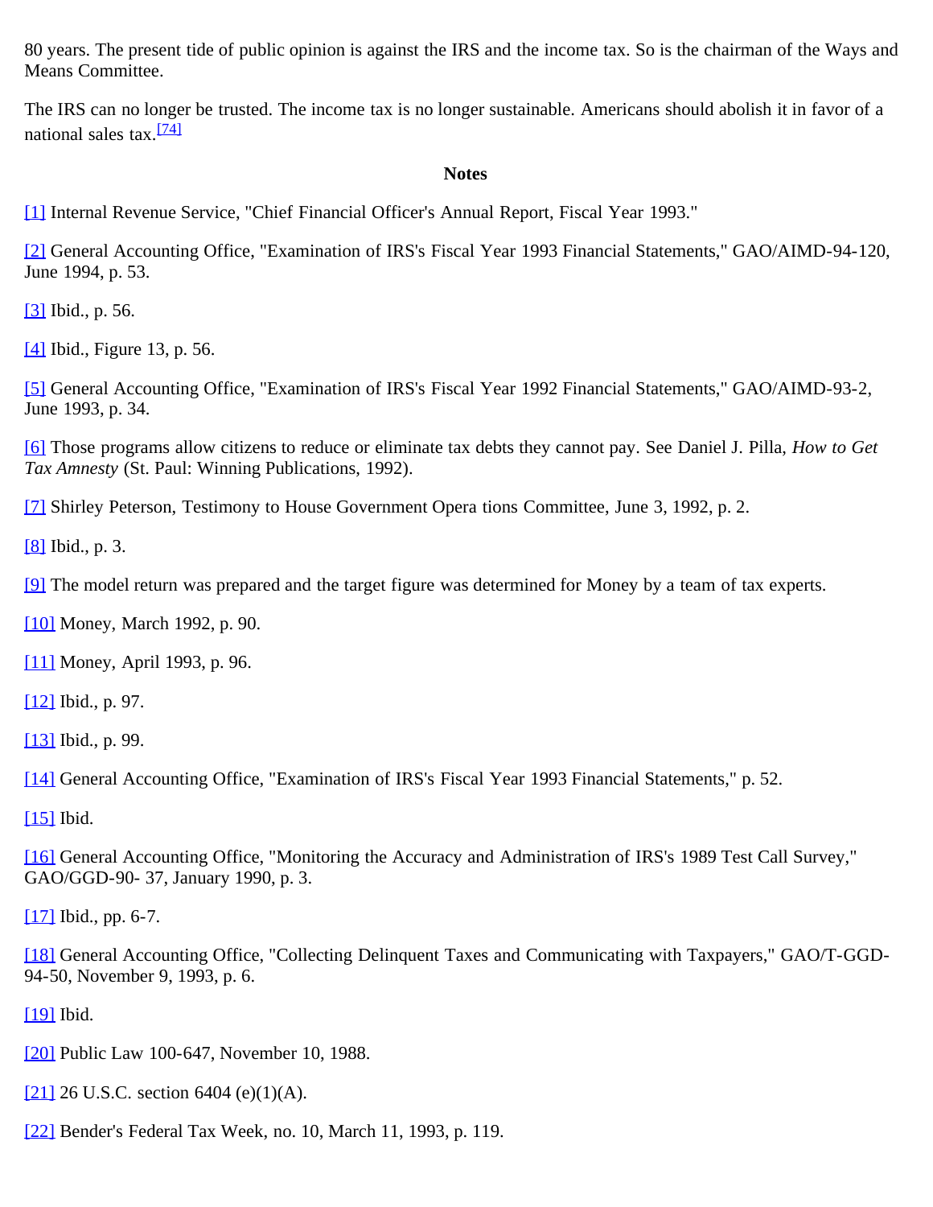80 years. The present tide of public opinion is against the IRS and the income tax. So is the chairman of the Ways and Means Committee.

The IRS can no longer be trusted. The income tax is no longer sustainable. Americans should abolish it in favor of a national sales tax.[74]

**Notes**

[1] Internal Revenue Service, "Chief Financial Officer's Annual Report, Fiscal Year 1993."

[2] General Accounting Office, "Examination of IRS's Fiscal Year 1993 Financial Statements," GAO/AIMD-94-120, June 1994, p. 53.

[3] Ibid., p. 56.

[4] Ibid., Figure 13, p. 56.

[5] General Accounting Office, "Examination of IRS's Fiscal Year 1992 Financial Statements," GAO/AIMD-93-2, June 1993, p. 34.

[6] Those programs allow citizens to reduce or eliminate tax debts they cannot pay. See Daniel J. Pilla, *How to Get Tax Amnesty* (St. Paul: Winning Publications, 1992).

[7] Shirley Peterson, Testimony to House Government Opera tions Committee, June 3, 1992, p. 2.

[8] Ibid., p. 3.

[9] The model return was prepared and the target figure was determined for Money by a team of tax experts.

[10] Money, March 1992, p. 90.

[11] Money, April 1993, p. 96.

[12] Ibid., p. 97.

[13] Ibid., p. 99.

[14] General Accounting Office, "Examination of IRS's Fiscal Year 1993 Financial Statements," p. 52.

[15] Ibid.

[16] General Accounting Office, "Monitoring the Accuracy and Administration of IRS's 1989 Test Call Survey," GAO/GGD-90- 37, January 1990, p. 3.

[17] Ibid., pp. 6-7.

[18] General Accounting Office, "Collecting Delinquent Taxes and Communicating with Taxpayers," GAO/T-GGD-94-50, November 9, 1993, p. 6.

[19] Ibid.

[20] Public Law 100-647, November 10, 1988.

[21] 26 U.S.C. section 6404 (e)(1)(A).

[22] Bender's Federal Tax Week, no. 10, March 11, 1993, p. 119.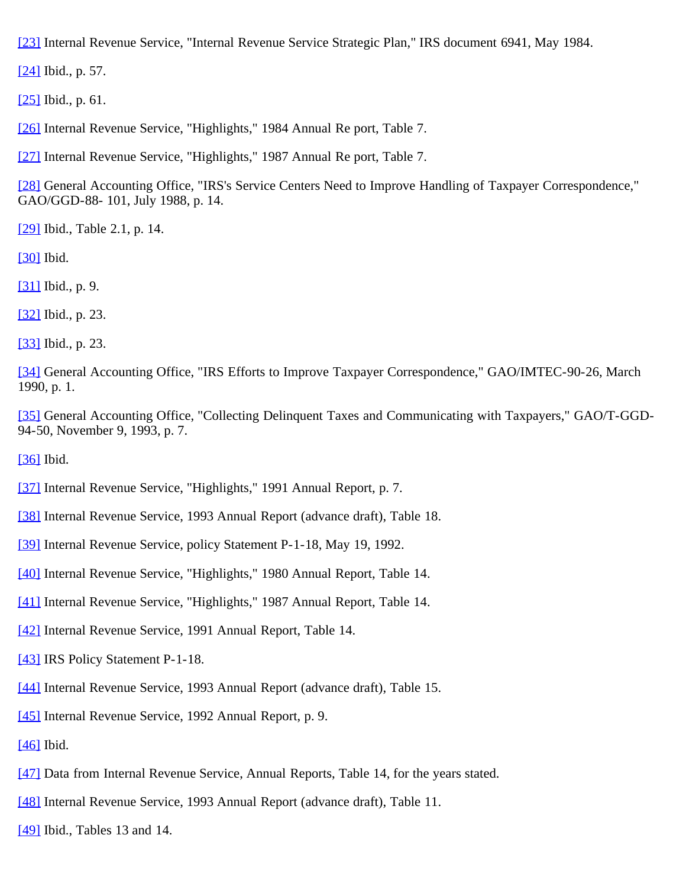[23] Internal Revenue Service, "Internal Revenue Service Strategic Plan," IRS document 6941, May 1984.

[24] Ibid., p. 57.

[25] Ibid., p. 61.

[26] Internal Revenue Service, "Highlights," 1984 Annual Re port, Table 7.

[27] Internal Revenue Service, "Highlights," 1987 Annual Re port, Table 7.

[28] General Accounting Office, "IRS's Service Centers Need to Improve Handling of Taxpayer Correspondence," GAO/GGD-88- 101, July 1988, p. 14.

[29] Ibid., Table 2.1, p. 14.

[30] Ibid.

[31] Ibid., p. 9.

[32] Ibid., p. 23.

[33] Ibid., p. 23.

[34] General Accounting Office, "IRS Efforts to Improve Taxpayer Correspondence," GAO/IMTEC-90-26, March 1990, p. 1.

[35] General Accounting Office, "Collecting Delinquent Taxes and Communicating with Taxpayers," GAO/T-GGD-94-50, November 9, 1993, p. 7.

[36] Ibid.

[37] Internal Revenue Service, "Highlights," 1991 Annual Report, p. 7.

[38] Internal Revenue Service, 1993 Annual Report (advance draft), Table 18.

[39] Internal Revenue Service, policy Statement P-1-18, May 19, 1992.

[40] Internal Revenue Service, "Highlights," 1980 Annual Report, Table 14.

[41] Internal Revenue Service, "Highlights," 1987 Annual Report, Table 14.

[42] Internal Revenue Service, 1991 Annual Report, Table 14.

[43] IRS Policy Statement P-1-18.

[44] Internal Revenue Service, 1993 Annual Report (advance draft), Table 15.

[45] Internal Revenue Service, 1992 Annual Report, p. 9.

[46] Ibid.

[47] Data from Internal Revenue Service, Annual Reports, Table 14, for the years stated.

[48] Internal Revenue Service, 1993 Annual Report (advance draft), Table 11.

[49] Ibid., Tables 13 and 14.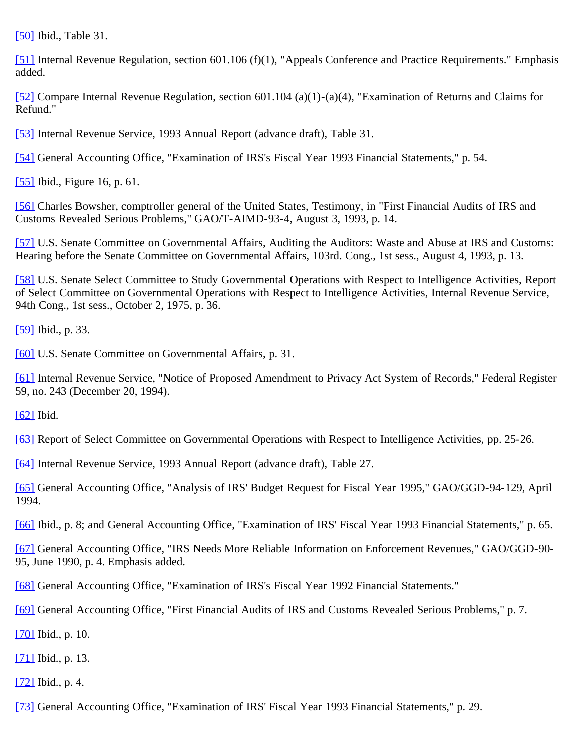[50] Ibid., Table 31.

[51] Internal Revenue Regulation, section 601.106 (f)(1), "Appeals Conference and Practice Requirements." Emphasis added.

[52] Compare Internal Revenue Regulation, section 601.104 (a)(1)-(a)(4), "Examination of Returns and Claims for Refund."

[53] Internal Revenue Service, 1993 Annual Report (advance draft), Table 31.

[54] General Accounting Office, "Examination of IRS's Fiscal Year 1993 Financial Statements," p. 54.

[55] Ibid., Figure 16, p. 61.

[56] Charles Bowsher, comptroller general of the United States, Testimony, in "First Financial Audits of IRS and Customs Revealed Serious Problems," GAO/T-AIMD-93-4, August 3, 1993, p. 14.

[57] U.S. Senate Committee on Governmental Affairs, Auditing the Auditors: Waste and Abuse at IRS and Customs: Hearing before the Senate Committee on Governmental Affairs, 103rd. Cong., 1st sess., August 4, 1993, p. 13.

[58] U.S. Senate Select Committee to Study Governmental Operations with Respect to Intelligence Activities, Report of Select Committee on Governmental Operations with Respect to Intelligence Activities, Internal Revenue Service, 94th Cong., 1st sess., October 2, 1975, p. 36.

[59] Ibid., p. 33.

[60] U.S. Senate Committee on Governmental Affairs, p. 31.

[61] Internal Revenue Service, "Notice of Proposed Amendment to Privacy Act System of Records," Federal Register 59, no. 243 (December 20, 1994).

[62] Ibid.

[63] Report of Select Committee on Governmental Operations with Respect to Intelligence Activities, pp. 25-26.

[64] Internal Revenue Service, 1993 Annual Report (advance draft), Table 27.

[65] General Accounting Office, "Analysis of IRS' Budget Request for Fiscal Year 1995," GAO/GGD-94-129, April 1994.

[66] Ibid., p. 8; and General Accounting Office, "Examination of IRS' Fiscal Year 1993 Financial Statements," p. 65.

[67] General Accounting Office, "IRS Needs More Reliable Information on Enforcement Revenues," GAO/GGD-90-95, June 1990, p. 4. Emphasis added.

[68] General Accounting Office, "Examination of IRS's Fiscal Year 1992 Financial Statements."

[69] General Accounting Office, "First Financial Audits of IRS and Customs Revealed Serious Problems," p. 7.

[70] Ibid., p. 10.

[71] Ibid., p. 13.

[72] Ibid., p. 4.

[73] General Accounting Office, "Examination of IRS' Fiscal Year 1993 Financial Statements," p. 29.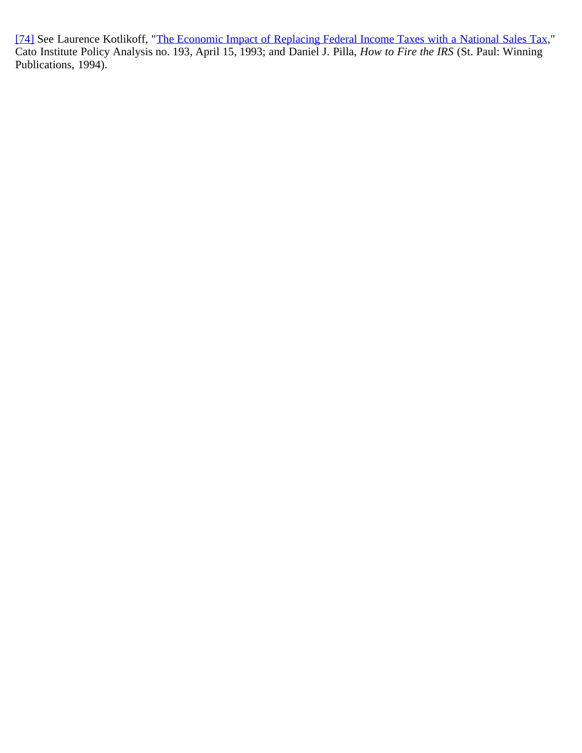[74] See Laurence Kotlikoff, "The Economic Impact of Replacing Federal Income Taxes with a National Sales Tax," Cato Institute Policy Analysis no. 193, April 15, 1993; and Daniel J. Pilla, *How to Fire the IRS* (St. Paul: Winning Publications, 1994).